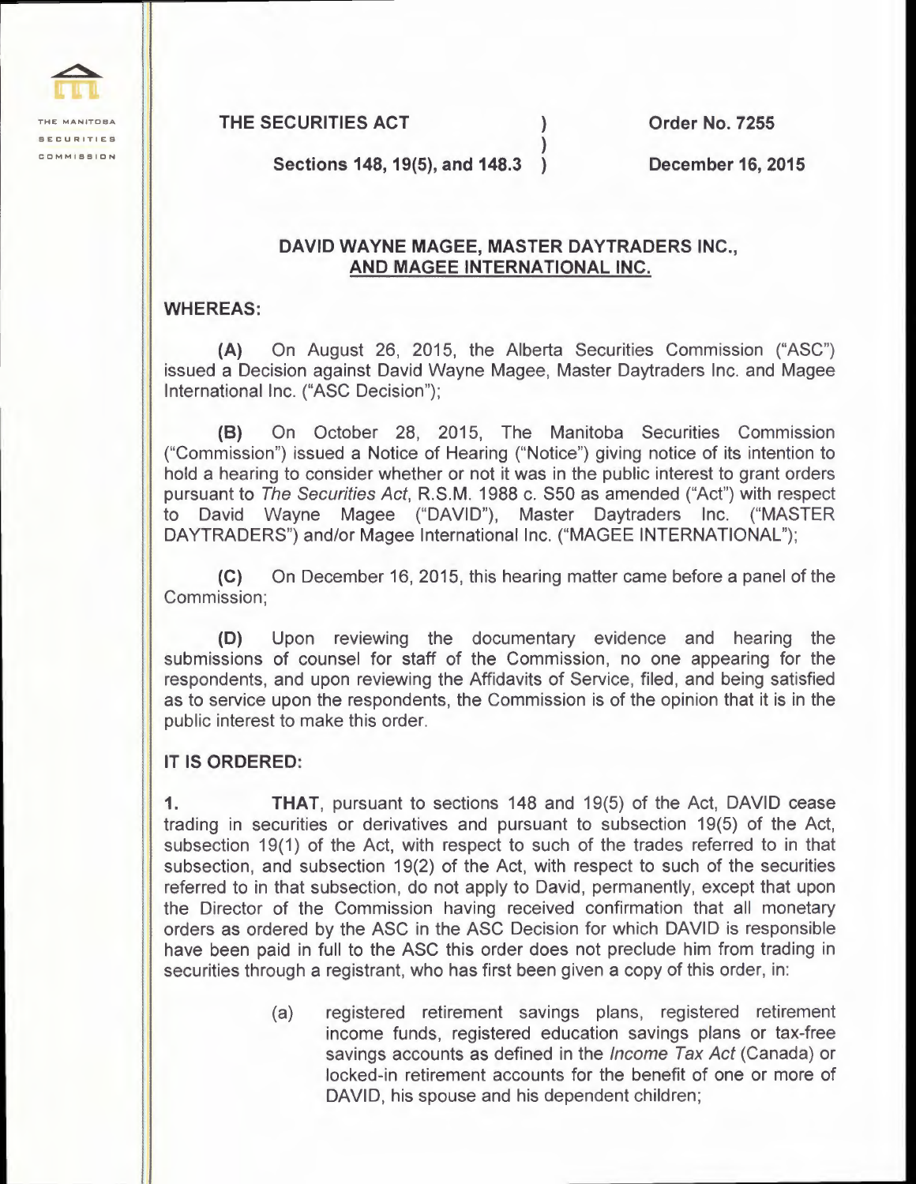THE MANITOBA SECURITIES COMMISSION

| THE SECURITIES ACT | ) | Order No. 7255 |
|---|---|---|
| | ) | |
| Sections 148, 19(5), and 148.3 | ) | December 16, 2015 |

## DAVID WAYNE MAGEE, MASTER DAYTRADERS INC., AND MAGEE INTERNATIONAL INC.

**WHEREAS:**

**(A)** On August 26, 2015, the Alberta Securities Commission ("ASC") issued a Decision against David Wayne Magee, Master Daytraders Inc. and Magee International Inc. ("ASC Decision");

**(B)** On October 28, 2015, The Manitoba Securities Commission ("Commission") issued a Notice of Hearing ("Notice") giving notice of its intention to hold a hearing to consider whether or not it was in the public interest to grant orders pursuant to *The Securities Act*, R.S.M. 1988 c. S50 as amended ("Act") with respect to David Wayne Magee ("DAVID"), Master Daytraders Inc. ("MASTER DAYTRADERS") and/or Magee International Inc. ("MAGEE INTERNATIONAL");

**(C)** On December 16, 2015, this hearing matter came before a panel of the Commission;

**(D)** Upon reviewing the documentary evidence and hearing the submissions of counsel for staff of the Commission, no one appearing for the respondents, and upon reviewing the Affidavits of Service, filed, and being satisfied as to service upon the respondents, the Commission is of the opinion that it is in the public interest to make this order.

**IT IS ORDERED:**

**1.** **THAT**, pursuant to sections 148 and 19(5) of the Act, DAVID cease trading in securities or derivatives and pursuant to subsection 19(5) of the Act, subsection 19(1) of the Act, with respect to such of the trades referred to in that subsection, and subsection 19(2) of the Act, with respect to such of the securities referred to in that subsection, do not apply to David, permanently, except that upon the Director of the Commission having received confirmation that all monetary orders as ordered by the ASC in the ASC Decision for which DAVID is responsible have been paid in full to the ASC this order does not preclude him from trading in securities through a registrant, who has first been given a copy of this order, in:

(a) registered retirement savings plans, registered retirement income funds, registered education savings plans or tax-free savings accounts as defined in the *Income Tax Act* (Canada) or locked-in retirement accounts for the benefit of one or more of DAVID, his spouse and his dependent children;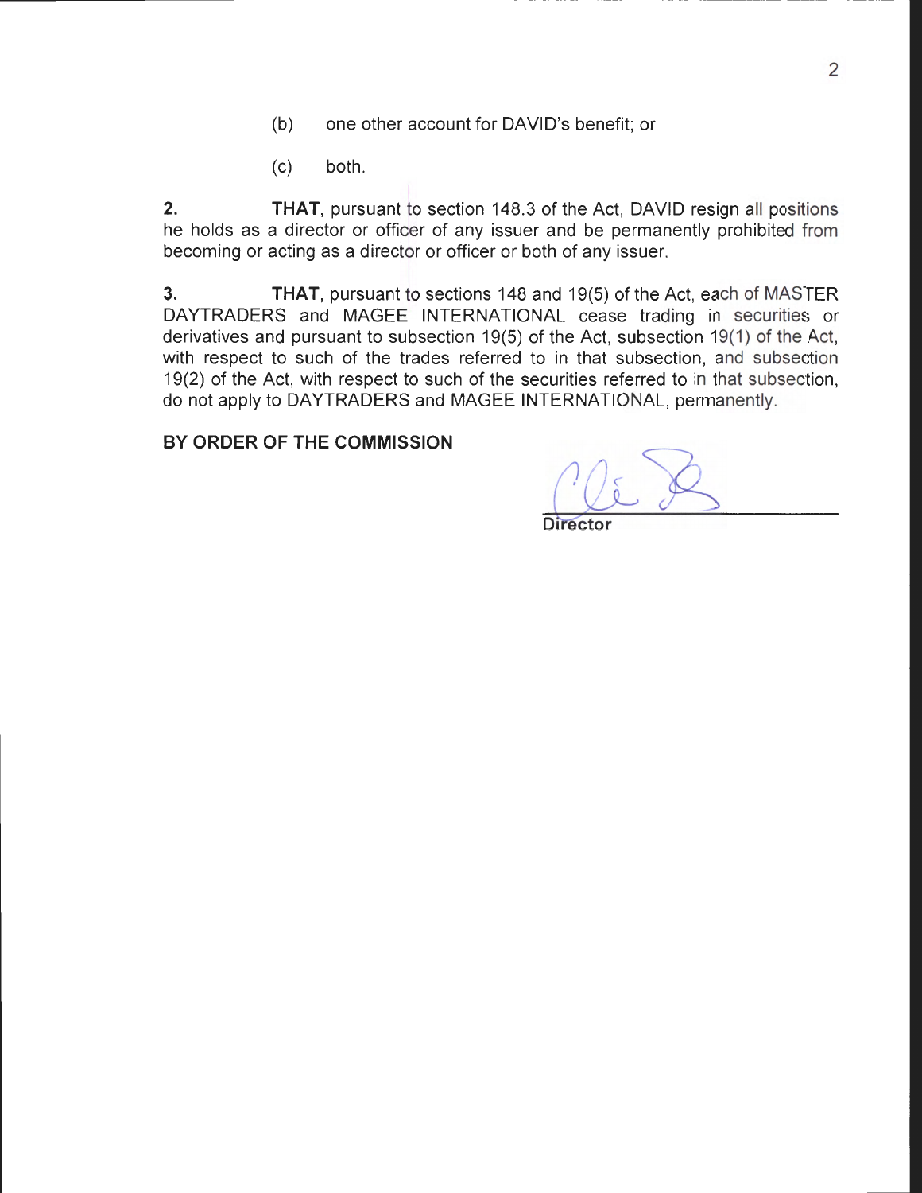(b) one other account for DAVID's benefit; or

(c) both.

2. **THAT**, pursuant to section 148.3 of the Act, DAVID resign all positions he holds as a director or officer of any issuer and be permanently prohibited from becoming or acting as a director or officer or both of any issuer.

3. **THAT**, pursuant to sections 148 and 19(5) of the Act, each of MASTER DAYTRADERS and MAGEE INTERNATIONAL cease trading in securities or derivatives and pursuant to subsection 19(5) of the Act, subsection 19(1) of the Act, with respect to such of the trades referred to in that subsection, and subsection 19(2) of the Act, with respect to such of the securities referred to in that subsection, do not apply to DAYTRADERS and MAGEE INTERNATIONAL, permanently.

**BY ORDER OF THE COMMISSION**

**Director**